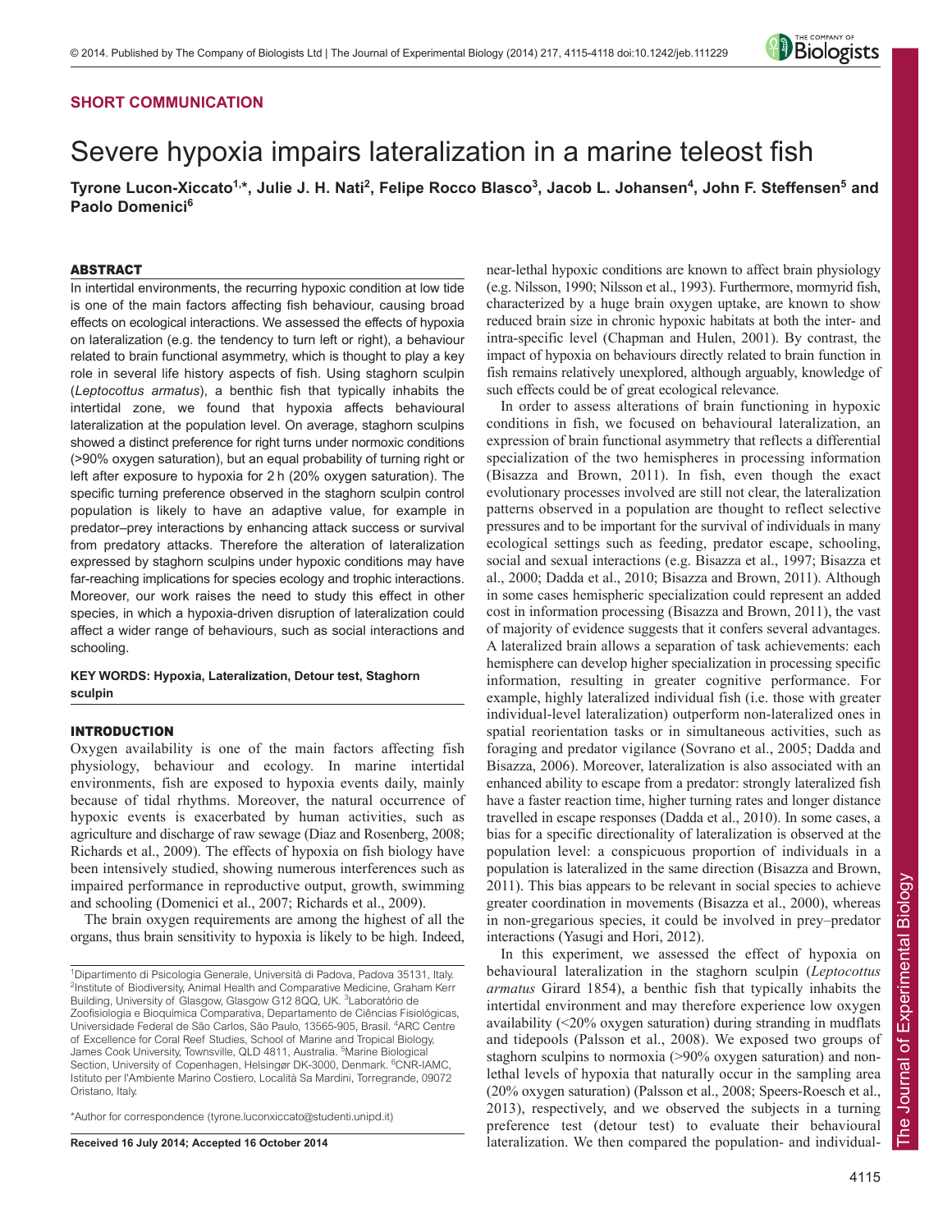SHORT COMMUNICATION

# Severe hypoxia impairs lateralization in a marine teleost fish

**Tyrone Lucon-Xiccato[1,*], Julie J. H. Nati[2], Felipe Rocco Blasco[3], Jacob L. Johansen[4], John F. Steffensen[5] and Paolo Domenici[6]**

## ABSTRACT

In intertidal environments, the recurring hypoxic condition at low tide is one of the main factors affecting fish behaviour, causing broad effects on ecological interactions. We assessed the effects of hypoxia on lateralization (e.g. the tendency to turn left or right), a behaviour related to brain functional asymmetry, which is thought to play a key role in several life history aspects of fish. Using staghorn sculpin (*Leptocottus armatus*), a benthic fish that typically inhabits the intertidal zone, we found that hypoxia affects behavioural lateralization at the population level. On average, staghorn sculpins showed a distinct preference for right turns under normoxic conditions (>90% oxygen saturation), but an equal probability of turning right or left after exposure to hypoxia for 2 h (20% oxygen saturation). The specific turning preference observed in the staghorn sculpin control population is likely to have an adaptive value, for example in predator–prey interactions by enhancing attack success or survival from predatory attacks. Therefore the alteration of lateralization expressed by staghorn sculpins under hypoxic conditions may have far-reaching implications for species ecology and trophic interactions. Moreover, our work raises the need to study this effect in other species, in which a hypoxia-driven disruption of lateralization could affect a wider range of behaviours, such as social interactions and schooling.

**KEY WORDS: Hypoxia, Lateralization, Detour test, Staghorn sculpin**

## INTRODUCTION

Oxygen availability is one of the main factors affecting fish physiology, behaviour and ecology. In marine intertidal environments, fish are exposed to hypoxia events daily, mainly because of tidal rhythms. Moreover, the natural occurrence of hypoxic events is exacerbated by human activities, such as agriculture and discharge of raw sewage (Diaz and Rosenberg, 2008; Richards et al., 2009). The effects of hypoxia on fish biology have been intensively studied, showing numerous interferences such as impaired performance in reproductive output, growth, swimming and schooling (Domenici et al., 2007; Richards et al., 2009).

The brain oxygen requirements are among the highest of all the organs, thus brain sensitivity to hypoxia is likely to be high. Indeed, near-lethal hypoxic conditions are known to affect brain physiology (e.g. Nilsson, 1990; Nilsson et al., 1993). Furthermore, mormyrid fish, characterized by a huge brain oxygen uptake, are known to show reduced brain size in chronic hypoxic habitats at both the inter- and intra-specific level (Chapman and Hulen, 2001). By contrast, the impact of hypoxia on behaviours directly related to brain function in fish remains relatively unexplored, although arguably, knowledge of such effects could be of great ecological relevance.

In order to assess alterations of brain functioning in hypoxic conditions in fish, we focused on behavioural lateralization, an expression of brain functional asymmetry that reflects a differential specialization of the two hemispheres in processing information (Bisazza and Brown, 2011). In fish, even though the exact evolutionary processes involved are still not clear, the lateralization patterns observed in a population are thought to reflect selective pressures and to be important for the survival of individuals in many ecological settings such as feeding, predator escape, schooling, social and sexual interactions (e.g. Bisazza et al., 1997; Bisazza et al., 2000; Dadda et al., 2010; Bisazza and Brown, 2011). Although in some cases hemispheric specialization could represent an added cost in information processing (Bisazza and Brown, 2011), the vast of majority of evidence suggests that it confers several advantages. A lateralized brain allows a separation of task achievements: each hemisphere can develop higher specialization in processing specific information, resulting in greater cognitive performance. For example, highly lateralized individual fish (i.e. those with greater individual-level lateralization) outperform non-lateralized ones in spatial reorientation tasks or in simultaneous activities, such as foraging and predator vigilance (Sovrano et al., 2005; Dadda and Bisazza, 2006). Moreover, lateralization is also associated with an enhanced ability to escape from a predator: strongly lateralized fish have a faster reaction time, higher turning rates and longer distance travelled in escape responses (Dadda et al., 2010). In some cases, a bias for a specific directionality of lateralization is observed at the population level: a conspicuous proportion of individuals in a population is lateralized in the same direction (Bisazza and Brown, 2011). This bias appears to be relevant in social species to achieve greater coordination in movements (Bisazza et al., 2000), whereas in non-gregarious species, it could be involved in prey–predator interactions (Yasugi and Hori, 2012).

In this experiment, we assessed the effect of hypoxia on behavioural lateralization in the staghorn sculpin (*Leptocottus armatus* Girard 1854), a benthic fish that typically inhabits the intertidal environment and may therefore experience low oxygen availability (<20% oxygen saturation) during stranding in mudflats and tidepools (Palsson et al., 2008). We exposed two groups of staghorn sculpins to normoxia (>90% oxygen saturation) and non-lethal levels of hypoxia that naturally occur in the sampling area (20% oxygen saturation) (Palsson et al., 2008; Speers-Roesch et al., 2013), respectively, and we observed the subjects in a turning preference test (detour test) to evaluate their behavioural lateralization. We then compared the population- and individual-

---

[1]Dipartimento di Psicologia Generale, Università di Padova, Padova 35131, Italy. [2]Institute of Biodiversity, Animal Health and Comparative Medicine, Graham Kerr Building, University of Glasgow, Glasgow G12 8QQ, UK. [3]Laboratório de Zoofisiologia e Bioquímica Comparativa, Departamento de Ciências Fisiológicas, Universidade Federal de São Carlos, São Paulo, 13565-905, Brasil. [4]ARC Centre of Excellence for Coral Reef Studies, School of Marine and Tropical Biology, James Cook University, Townsville, QLD 4811, Australia. [5]Marine Biological Section, University of Copenhagen, Helsingør DK-3000, Denmark. [6]CNR-IAMC, Istituto per l'Ambiente Marino Costiero, Località Sa Mardini, Torregrande, 09072 Oristano, Italy.

*Author for correspondence (tyrone.luconxiccato@studenti.unipd.it)

**Received 16 July 2014; Accepted 16 October 2014**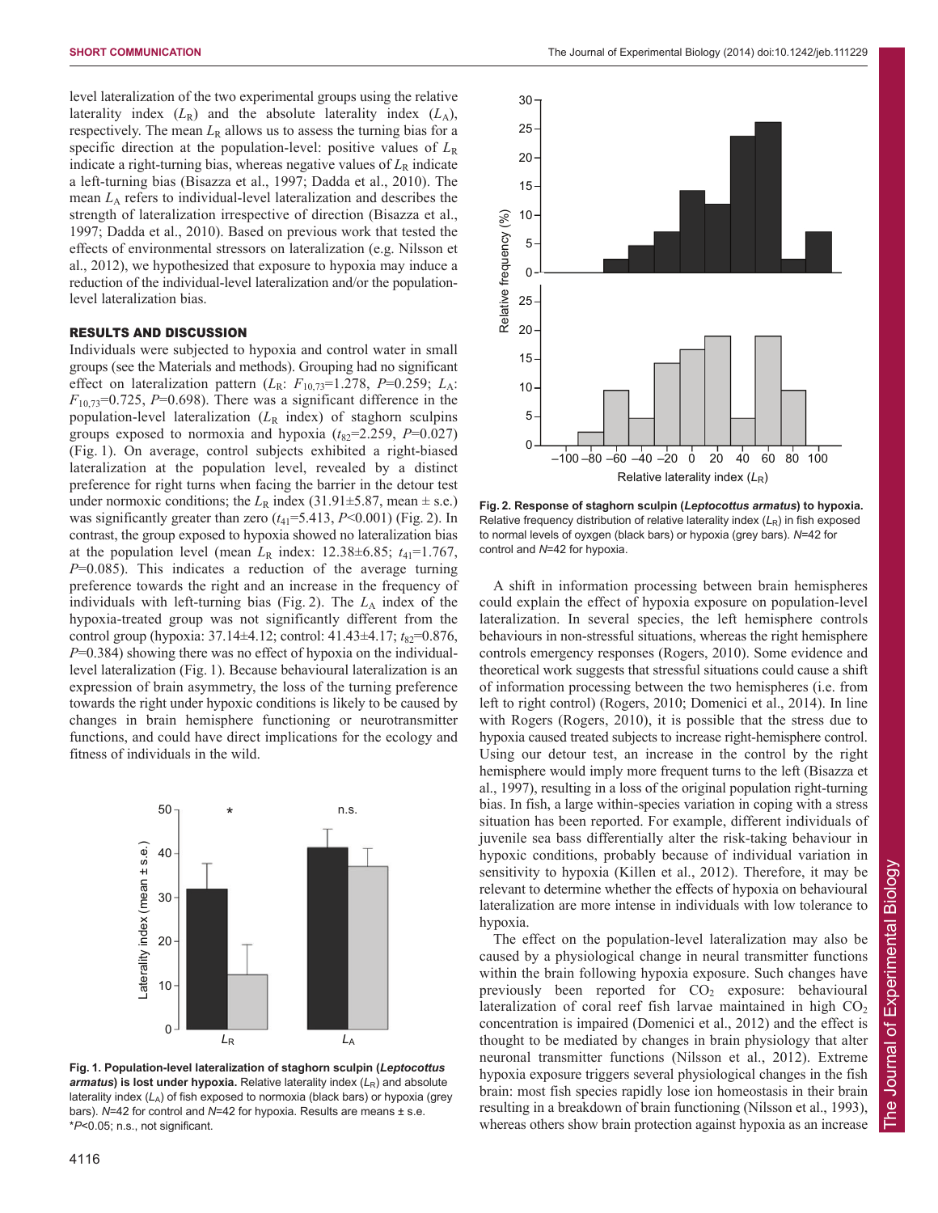level lateralization of the two experimental groups using the relative laterality index ($L_R$) and the absolute laterality index ($L_A$), respectively. The mean $L_R$ allows us to assess the turning bias for a specific direction at the population-level: positive values of $L_R$ indicate a right-turning bias, whereas negative values of $L_R$ indicate a left-turning bias (Bisazza et al., 1997; Dadda et al., 2010). The mean $L_A$ refers to individual-level lateralization and describes the strength of lateralization irrespective of direction (Bisazza et al., 1997; Dadda et al., 2010). Based on previous work that tested the effects of environmental stressors on lateralization (e.g. Nilsson et al., 2012), we hypothesized that exposure to hypoxia may induce a reduction of the individual-level lateralization and/or the population-level lateralization bias.

## RESULTS AND DISCUSSION

Individuals were subjected to hypoxia and control water in small groups (see the Materials and methods). Grouping had no significant effect on lateralization pattern ($L_R$: $F_{10,73}$=1.278, $P$=0.259; $L_A$: $F_{10,73}$=0.725, $P$=0.698). There was a significant difference in the population-level lateralization ($L_R$ index) of staghorn sculpins groups exposed to normoxia and hypoxia ($t_{82}$=2.259, $P$=0.027) (Fig. 1). On average, control subjects exhibited a right-biased lateralization at the population level, revealed by a distinct preference for right turns when facing the barrier in the detour test under normoxic conditions; the $L_R$ index (31.91±5.87, mean ± s.e.) was significantly greater than zero ($t_{41}$=5.413, $P$<0.001) (Fig. 2). In contrast, the group exposed to hypoxia showed no lateralization bias at the population level (mean $L_R$ index: 12.38±6.85; $t_{41}$=1.767, $P$=0.085). This indicates a reduction of the average turning preference towards the right and an increase in the frequency of individuals with left-turning bias (Fig. 2). The $L_A$ index of the hypoxia-treated group was not significantly different from the control group (hypoxia: 37.14±4.12; control: 41.43±4.17; $t_{82}$=0.876, $P$=0.384) showing there was no effect of hypoxia on the individual-level lateralization (Fig. 1). Because behavioural lateralization is an expression of brain asymmetry, the loss of the turning preference towards the right under hypoxic conditions is likely to be caused by changes in brain hemisphere functioning or neurotransmitter functions, and could have direct implications for the ecology and fitness of individuals in the wild.

**Fig. 1. Population-level lateralization of staghorn sculpin (*Leptocottus armatus*) is lost under hypoxia.** Relative laterality index ($L_R$) and absolute laterality index ($L_A$) of fish exposed to normoxia (black bars) or hypoxia (grey bars). $N$=42 for control and $N$=42 for hypoxia. Results are means ± s.e. *$P$<0.05; n.s., not significant.

**Fig. 2. Response of staghorn sculpin (*Leptocottus armatus*) to hypoxia.** Relative frequency distribution of relative laterality index ($L_R$) in fish exposed to normal levels of oxygen (black bars) or hypoxia (grey bars). $N$=42 for control and $N$=42 for hypoxia.

A shift in information processing between brain hemispheres could explain the effect of hypoxia exposure on population-level lateralization. In several species, the left hemisphere controls behaviours in non-stressful situations, whereas the right hemisphere controls emergency responses (Rogers, 2010). Some evidence and theoretical work suggests that stressful situations could cause a shift of information processing between the two hemispheres (i.e. from left to right control) (Rogers, 2010; Domenici et al., 2014). In line with Rogers (Rogers, 2010), it is possible that the stress due to hypoxia caused treated subjects to increase right-hemisphere control. Using our detour test, an increase in the control by the right hemisphere would imply more frequent turns to the left (Bisazza et al., 1997), resulting in a loss of the original population right-turning bias. In fish, a large within-species variation in coping with a stress situation has been reported. For example, different individuals of juvenile sea bass differentially alter the risk-taking behaviour in hypoxic conditions, probably because of individual variation in sensitivity to hypoxia (Killen et al., 2012). Therefore, it may be relevant to determine whether the effects of hypoxia on behavioural lateralization are more intense in individuals with low tolerance to hypoxia.

The effect on the population-level lateralization may also be caused by a physiological change in neural transmitter functions within the brain following hypoxia exposure. Such changes have previously been reported for $CO_2$ exposure: behavioural lateralization of coral reef fish larvae maintained in high $CO_2$ concentration is impaired (Domenici et al., 2012) and the effect is thought to be mediated by changes in brain physiology that alter neuronal transmitter functions (Nilsson et al., 2012). Extreme hypoxia exposure triggers several physiological changes in the fish brain: most fish species rapidly lose ion homeostasis in their brain resulting in a breakdown of brain functioning (Nilsson et al., 1993), whereas others show brain protection against hypoxia as an increase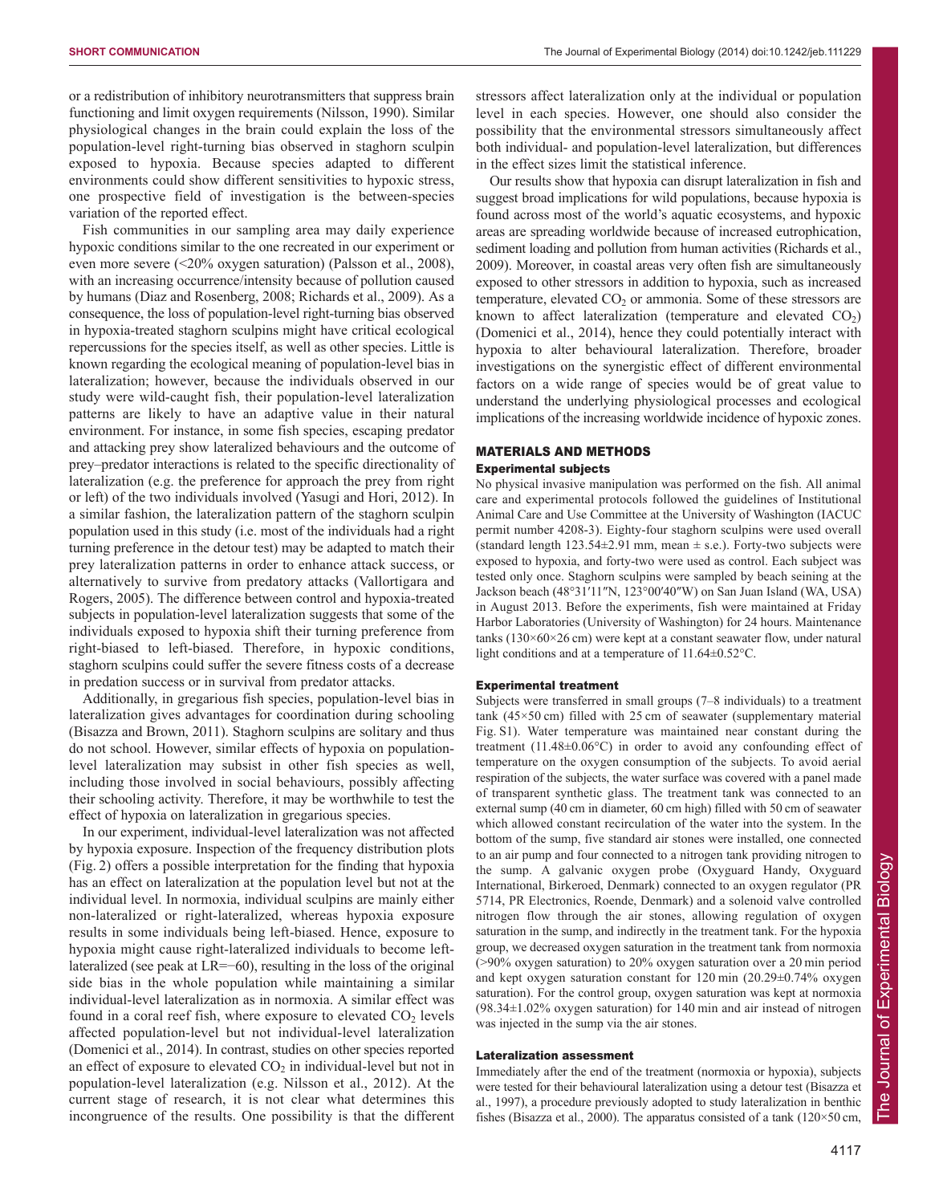or a redistribution of inhibitory neurotransmitters that suppress brain functioning and limit oxygen requirements (Nilsson, 1990). Similar physiological changes in the brain could explain the loss of the population-level right-turning bias observed in staghorn sculpin exposed to hypoxia. Because species adapted to different environments could show different sensitivities to hypoxic stress, one prospective field of investigation is the between-species variation of the reported effect.

Fish communities in our sampling area may daily experience hypoxic conditions similar to the one recreated in our experiment or even more severe (<20% oxygen saturation) (Palsson et al., 2008), with an increasing occurrence/intensity because of pollution caused by humans (Diaz and Rosenberg, 2008; Richards et al., 2009). As a consequence, the loss of population-level right-turning bias observed in hypoxia-treated staghorn sculpins might have critical ecological repercussions for the species itself, as well as other species. Little is known regarding the ecological meaning of population-level bias in lateralization; however, because the individuals observed in our study were wild-caught fish, their population-level lateralization patterns are likely to have an adaptive value in their natural environment. For instance, in some fish species, escaping predator and attacking prey show lateralized behaviours and the outcome of prey–predator interactions is related to the specific directionality of lateralization (e.g. the preference for approach the prey from right or left) of the two individuals involved (Yasugi and Hori, 2012). In a similar fashion, the lateralization pattern of the staghorn sculpin population used in this study (i.e. most of the individuals had a right turning preference in the detour test) may be adapted to match their prey lateralization patterns in order to enhance attack success, or alternatively to survive from predatory attacks (Vallortigara and Rogers, 2005). The difference between control and hypoxia-treated subjects in population-level lateralization suggests that some of the individuals exposed to hypoxia shift their turning preference from right-biased to left-biased. Therefore, in hypoxic conditions, staghorn sculpins could suffer the severe fitness costs of a decrease in predation success or in survival from predator attacks.

Additionally, in gregarious fish species, population-level bias in lateralization gives advantages for coordination during schooling (Bisazza and Brown, 2011). Staghorn sculpins are solitary and thus do not school. However, similar effects of hypoxia on population-level lateralization may subsist in other fish species as well, including those involved in social behaviours, possibly affecting their schooling activity. Therefore, it may be worthwhile to test the effect of hypoxia on lateralization in gregarious species.

In our experiment, individual-level lateralization was not affected by hypoxia exposure. Inspection of the frequency distribution plots (Fig. 2) offers a possible interpretation for the finding that hypoxia has an effect on lateralization at the population level but not at the individual level. In normoxia, individual sculpins are mainly either non-lateralized or right-lateralized, whereas hypoxia exposure results in some individuals being left-biased. Hence, exposure to hypoxia might cause right-lateralized individuals to become left-lateralized (see peak at LR=−60), resulting in the loss of the original side bias in the whole population while maintaining a similar individual-level lateralization as in normoxia. A similar effect was found in a coral reef fish, where exposure to elevated $CO_2$ levels affected population-level but not individual-level lateralization (Domenici et al., 2014). In contrast, studies on other species reported an effect of exposure to elevated $CO_2$ in individual-level but not in population-level lateralization (e.g. Nilsson et al., 2012). At the current stage of research, it is not clear what determines this incongruence of the results. One possibility is that the different stressors affect lateralization only at the individual or population level in each species. However, one should also consider the possibility that the environmental stressors simultaneously affect both individual- and population-level lateralization, but differences in the effect sizes limit the statistical inference.

Our results show that hypoxia can disrupt lateralization in fish and suggest broad implications for wild populations, because hypoxia is found across most of the world's aquatic ecosystems, and hypoxic areas are spreading worldwide because of increased eutrophication, sediment loading and pollution from human activities (Richards et al., 2009). Moreover, in coastal areas very often fish are simultaneously exposed to other stressors in addition to hypoxia, such as increased temperature, elevated $CO_2$ or ammonia. Some of these stressors are known to affect lateralization (temperature and elevated $CO_2$) (Domenici et al., 2014), hence they could potentially interact with hypoxia to alter behavioural lateralization. Therefore, broader investigations on the synergistic effect of different environmental factors on a wide range of species would be of great value to understand the underlying physiological processes and ecological implications of the increasing worldwide incidence of hypoxic zones.

## MATERIALS AND METHODS

### Experimental subjects

No physical invasive manipulation was performed on the fish. All animal care and experimental protocols followed the guidelines of Institutional Animal Care and Use Committee at the University of Washington (IACUC permit number 4208-3). Eighty-four staghorn sculpins were used overall (standard length 123.54±2.91 mm, mean ± s.e.). Forty-two subjects were exposed to hypoxia, and forty-two were used as control. Each subject was tested only once. Staghorn sculpins were sampled by beach seining at the Jackson beach (48°31′11″N, 123°00′40″W) on San Juan Island (WA, USA) in August 2013. Before the experiments, fish were maintained at Friday Harbor Laboratories (University of Washington) for 24 hours. Maintenance tanks (130×60×26 cm) were kept at a constant seawater flow, under natural light conditions and at a temperature of 11.64±0.52°C.

### Experimental treatment

Subjects were transferred in small groups (7–8 individuals) to a treatment tank (45×50 cm) filled with 25 cm of seawater (supplementary material Fig. S1). Water temperature was maintained near constant during the treatment (11.48±0.06°C) in order to avoid any confounding effect of temperature on the oxygen consumption of the subjects. To avoid aerial respiration of the subjects, the water surface was covered with a panel made of transparent synthetic glass. The treatment tank was connected to an external sump (40 cm in diameter, 60 cm high) filled with 50 cm of seawater which allowed constant recirculation of the water into the system. In the bottom of the sump, five standard air stones were installed, one connected to an air pump and four connected to a nitrogen tank providing nitrogen to the sump. A galvanic oxygen probe (Oxyguard Handy, Oxyguard International, Birkeroed, Denmark) connected to an oxygen regulator (PR 5714, PR Electronics, Roende, Denmark) and a solenoid valve controlled nitrogen flow through the air stones, allowing regulation of oxygen saturation in the sump, and indirectly in the treatment tank. For the hypoxia group, we decreased oxygen saturation in the treatment tank from normoxia (>90% oxygen saturation) to 20% oxygen saturation over a 20 min period and kept oxygen saturation constant for 120 min (20.29±0.74% oxygen saturation). For the control group, oxygen saturation was kept at normoxia (98.34±1.02% oxygen saturation) for 140 min and air instead of nitrogen was injected in the sump via the air stones.

### Lateralization assessment

Immediately after the end of the treatment (normoxia or hypoxia), subjects were tested for their behavioural lateralization using a detour test (Bisazza et al., 1997), a procedure previously adopted to study lateralization in benthic fishes (Bisazza et al., 2000). The apparatus consisted of a tank (120×50 cm,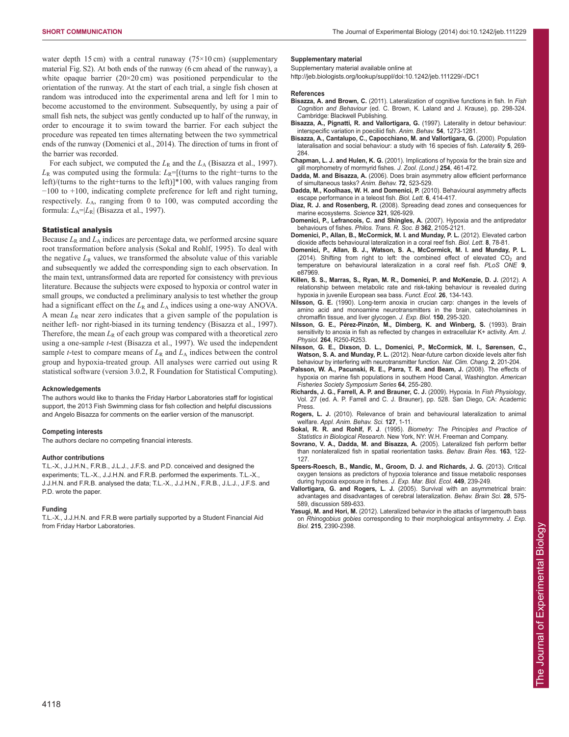water depth 15 cm) with a central runaway (75×10 cm) (supplementary material Fig. S2). At both ends of the runway (6 cm ahead of the runway), a white opaque barrier (20×20 cm) was positioned perpendicular to the orientation of the runway. At the start of each trial, a single fish chosen at random was introduced into the experimental arena and left for 1 min to become accustomed to the environment. Subsequently, by using a pair of small fish nets, the subject was gently conducted up to half of the runway, in order to encourage it to swim toward the barrier. For each subject the procedure was repeated ten times alternating between the two symmetrical ends of the runway (Domenici et al., 2014). The direction of turns in front of the barrier was recorded.

For each subject, we computed the $L_R$ and the $L_A$ (Bisazza et al., 1997). $L_R$ was computed using the formula: $L_R$=[(turns to the right−turns to the left)/(turns to the right+turns to the left)]*100, with values ranging from −100 to +100, indicating complete preference for left and right turning, respectively. $L_A$, ranging from 0 to 100, was computed according the formula: $L_A$=|$L_R$| (Bisazza et al., 1997).

### Statistical analysis

Because $L_R$ and $L_A$ indices are percentage data, we performed arcsine square root transformation before analysis (Sokal and Rohlf, 1995). To deal with the negative $L_R$ values, we transformed the absolute value of this variable and subsequently we added the corresponding sign to each observation. In the main text, untransformed data are reported for consistency with previous literature. Because the subjects were exposed to hypoxia or control water in small groups, we conducted a preliminary analysis to test whether the group had a significant effect on the $L_R$ and $L_A$ indices using a one-way ANOVA. A mean $L_R$ near zero indicates that a given sample of the population is neither left- nor right-biased in its turning tendency (Bisazza et al., 1997). Therefore, the mean $L_R$ of each group was compared with a theoretical zero using a one-sample *t*-test (Bisazza et al., 1997). We used the independent sample *t*-test to compare means of $L_R$ and $L_A$ indices between the control group and hypoxia-treated group. All analyses were carried out using R statistical software (version 3.0.2, R Foundation for Statistical Computing).

#### Acknowledgements

The authors would like to thanks the Friday Harbor Laboratories staff for logistical support, the 2013 Fish Swimming class for fish collection and helpful discussions and Angelo Bisazza for comments on the earlier version of the manuscript.

#### Competing interests

The authors declare no competing financial interests.

#### Author contributions

T.L.-X., J.J.H.N., F.R.B., J.L.J., J.F.S. and P.D. conceived and designed the experiments; T.L.-X., J.J.H.N. and F.R.B. performed the experiments. T.L.-X., J.J.H.N. and F.R.B. analysed the data; T.L.-X., J.J.H.N., F.R.B., J.L.J., J.F.S. and P.D. wrote the paper.

#### Funding

T.L.-X., J.J.H.N. and F.R.B were partially supported by a Student Financial Aid from Friday Harbor Laboratories.

#### Supplementary material

Supplementary material available online at
http://jeb.biologists.org/lookup/suppl/doi:10.1242/jeb.111229/-/DC1

#### References

**Bisazza, A. and Brown, C.** (2011). Lateralization of cognitive functions in fish. In *Fish Cognition and Behaviour* (ed. C. Brown, K. Laland and J. Krause), pp. 298-324. Cambridge: Blackwell Publishing.

**Bisazza, A., Pignatti, R. and Vallortigara, G.** (1997). Laterality in detour behaviour: interspecific variation in poeciliid fish. *Anim. Behav.* **54**, 1273-1281.

**Bisazza, A., Cantalupo, C., Capocchiano, M. and Vallortigara, G.** (2000). Population lateralisation and social behaviour: a study with 16 species of fish. *Laterality* **5**, 269-284.

**Chapman, L. J. and Hulen, K. G.** (2001). Implications of hypoxia for the brain size and gill morphometry of mormyrid fishes. *J. Zool. (Lond.)* **254**, 461-472.

**Dadda, M. and Bisazza, A.** (2006). Does brain asymmetry allow efficient performance of simultaneous tasks? *Anim. Behav.* **72**, 523-529.

**Dadda, M., Koolhaas, W. H. and Domenici, P.** (2010). Behavioural asymmetry affects escape performance in a teleost fish. *Biol. Lett.* **6**, 414-417.

**Diaz, R. J. and Rosenberg, R.** (2008). Spreading dead zones and consequences for marine ecosystems. *Science* **321**, 926-929.

**Domenici, P., Lefrancois, C. and Shingles, A.** (2007). Hypoxia and the antipredator behaviours of fishes. *Philos. Trans. R. Soc. B* **362**, 2105-2121.

**Domenici, P., Allan, B., McCormick, M. I. and Munday, P. L.** (2012). Elevated carbon dioxide affects behavioural lateralization in a coral reef fish. *Biol. Lett.* **8**, 78-81.

**Domenici, P., Allan, B. J., Watson, S. A., McCormick, M. I. and Munday, P. L.** (2014). Shifting from right to left: the combined effect of elevated $CO_2$ and temperature on behavioural lateralization in a coral reef fish. *PLoS ONE* **9**, e87969.

**Killen, S. S., Marras, S., Ryan, M. R., Domenici, P. and McKenzie, D. J.** (2012). A relationship between metabolic rate and risk-taking behaviour is revealed during hypoxia in juvenile European sea bass. *Funct. Ecol.* **26**, 134-143.

**Nilsson, G. E.** (1990). Long-term anoxia in crucian carp: changes in the levels of amino acid and monoamine neurotransmitters in the brain, catecholamines in chromaffin tissue, and liver glycogen. *J. Exp. Biol.* **150**, 295-320.

**Nilsson, G. E., Pérez-Pinzón, M., Dimberg, K. and Winberg, S.** (1993). Brain sensitivity to anoxia in fish as reflected by changes in extracellular K+ activity. *Am. J. Physiol.* **264**, R250-R253.

**Nilsson, G. E., Dixson, D. L., Domenici, P., McCormick, M. I., Sørensen, C., Watson, S. A. and Munday, P. L.** (2012). Near-future carbon dioxide levels alter fish behaviour by interfering with neurotransmitter function. *Nat. Clim. Chang.* **2**, 201-204.

**Palsson, W. A., Pacunski, R. E., Parra, T. R. and Beam, J.** (2008). The effects of hypoxia on marine fish populations in southern Hood Canal, Washington. *American Fisheries Society Symposium Series* **64**, 255-280.

**Richards, J. G., Farrell, A. P. and Brauner, C. J.** (2009). Hypoxia. In *Fish Physiology*, Vol. 27 (ed. A. P. Farrell and C. J. Brauner), pp. 528. San Diego, CA: Academic Press.

**Rogers, L. J.** (2010). Relevance of brain and behavioural lateralization to animal welfare. *Appl. Anim. Behav. Sci.* **127**, 1-11.

**Sokal, R. R. and Rohlf, F. J** (1995). *Biometry: The Principles and Practice of Statistics in Biological Research*. New York, NY: W.H. Freeman and Company.

**Sovrano, V. A., Dadda, M. and Bisazza, A.** (2005). Lateralized fish perform better than nonlateralized fish in spatial reorientation tasks. *Behav. Brain Res.* **163**, 122-127.

**Speers-Roesch, B., Mandic, M., Groom, D. J. and Richards, J. G.** (2013). Critical oxygen tensions as predictors of hypoxia tolerance and tissue metabolic responses during hypoxia exposure in fishes. *J. Exp. Mar. Biol. Ecol.* **449**, 239-249.

**Vallortigara, G. and Rogers, L. J.** (2005). Survival with an asymmetrical brain: advantages and disadvantages of cerebral lateralization. *Behav. Brain Sci.* **28**, 575-589, discussion 589-633.

**Yasugi, M. and Hori, M.** (2012). Lateralized behavior in the attacks of largemouth bass on *Rhinogobius gobies* corresponding to their morphological antisymmetry. *J. Exp. Biol.* **215**, 2390-2398.